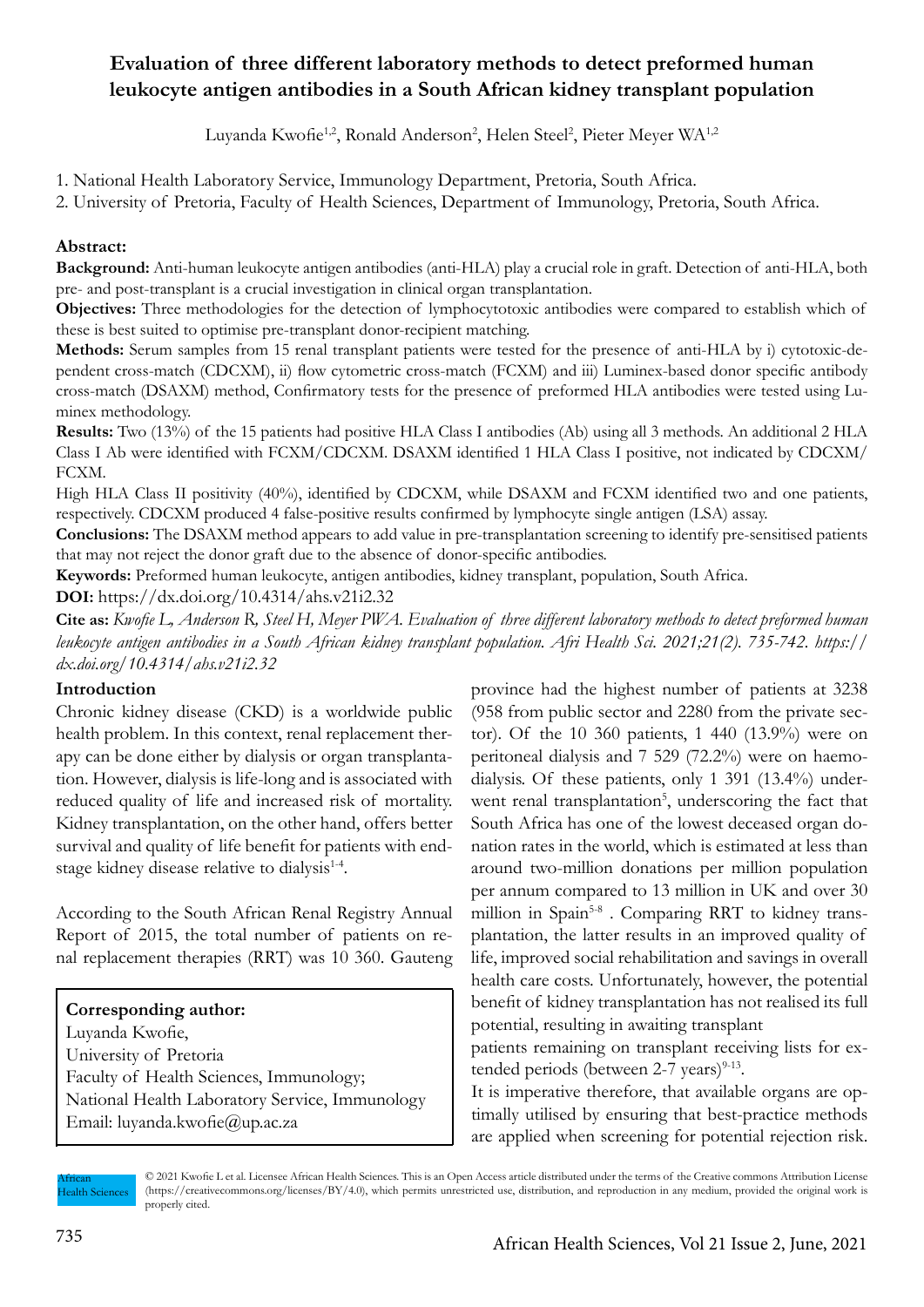# Evaluation of three different laboratory methods to detect preformed human leukocyte antigen antibodies in a South African kidney transplant population

Luyanda Kwofie[1,2], Ronald Anderson[2], Helen Steel[2], Pieter Meyer WA[1,2]

1. National Health Laboratory Service, Immunology Department, Pretoria, South Africa.
2. University of Pretoria, Faculty of Health Sciences, Department of Immunology, Pretoria, South Africa.

**Abstract:**

**Background:** Anti-human leukocyte antigen antibodies (anti-HLA) play a crucial role in graft. Detection of anti-HLA, both pre- and post-transplant is a crucial investigation in clinical organ transplantation.

**Objectives:** Three methodologies for the detection of lymphocytotoxic antibodies were compared to establish which of these is best suited to optimise pre-transplant donor-recipient matching.

**Methods:** Serum samples from 15 renal transplant patients were tested for the presence of anti-HLA by i) cytotoxic-dependent cross-match (CDCXM), ii) flow cytometric cross-match (FCXM) and iii) Luminex-based donor specific antibody cross-match (DSAXM) method, Confirmatory tests for the presence of preformed HLA antibodies were tested using Luminex methodology.

**Results:** Two (13%) of the 15 patients had positive HLA Class I antibodies (Ab) using all 3 methods. An additional 2 HLA Class I Ab were identified with FCXM/CDCXM. DSAXM identified 1 HLA Class I positive, not indicated by CDCXM/FCXM.

High HLA Class II positivity (40%), identified by CDCXM, while DSAXM and FCXM identified two and one patients, respectively. CDCXM produced 4 false-positive results confirmed by lymphocyte single antigen (LSA) assay.

**Conclusions:** The DSAXM method appears to add value in pre-transplantation screening to identify pre-sensitised patients that may not reject the donor graft due to the absence of donor-specific antibodies.

**Keywords:** Preformed human leukocyte, antigen antibodies, kidney transplant, population, South Africa.

**DOI:** https://dx.doi.org/10.4314/ahs.v21i2.32

**Cite as:** *Kwofie L, Anderson R, Steel H, Meyer PWA. Evaluation of three different laboratory methods to detect preformed human leukocyte antigen antibodies in a South African kidney transplant population. Afri Health Sci. 2021;21(2). 735-742. https://dx.doi.org/10.4314/ahs.v21i2.32*

## Introduction

Chronic kidney disease (CKD) is a worldwide public health problem. In this context, renal replacement therapy can be done either by dialysis or organ transplantation. However, dialysis is life-long and is associated with reduced quality of life and increased risk of mortality. Kidney transplantation, on the other hand, offers better survival and quality of life benefit for patients with end-stage kidney disease relative to dialysis[1-4].

According to the South African Renal Registry Annual Report of 2015, the total number of patients on renal replacement therapies (RRT) was 10 360. Gauteng province had the highest number of patients at 3238 (958 from public sector and 2280 from the private sector). Of the 10 360 patients, 1 440 (13.9%) were on peritoneal dialysis and 7 529 (72.2%) were on haemodialysis. Of these patients, only 1 391 (13.4%) underwent renal transplantation[5], underscoring the fact that South Africa has one of the lowest deceased organ donation rates in the world, which is estimated at less than around two-million donations per million population per annum compared to 13 million in UK and over 30 million in Spain[5-8] . Comparing RRT to kidney transplantation, the latter results in an improved quality of life, improved social rehabilitation and savings in overall health care costs. Unfortunately, however, the potential benefit of kidney transplantation has not realised its full potential, resulting in awaiting transplant patients remaining on transplant receiving lists for extended periods (between 2-7 years)[9-13].

It is imperative therefore, that available organs are optimally utilised by ensuring that best-practice methods are applied when screening for potential rejection risk.

**Corresponding author:**
Luyanda Kwofie,
University of Pretoria
Faculty of Health Sciences, Immunology;
National Health Laboratory Service, Immunology
Email: luyanda.kwofie@up.ac.za

© 2021 Kwofie L et al. Licensee African Health Sciences. This is an Open Access article distributed under the terms of the Creative commons Attribution License (https://creativecommons.org/licenses/BY/4.0), which permits unrestricted use, distribution, and reproduction in any medium, provided the original work is properly cited.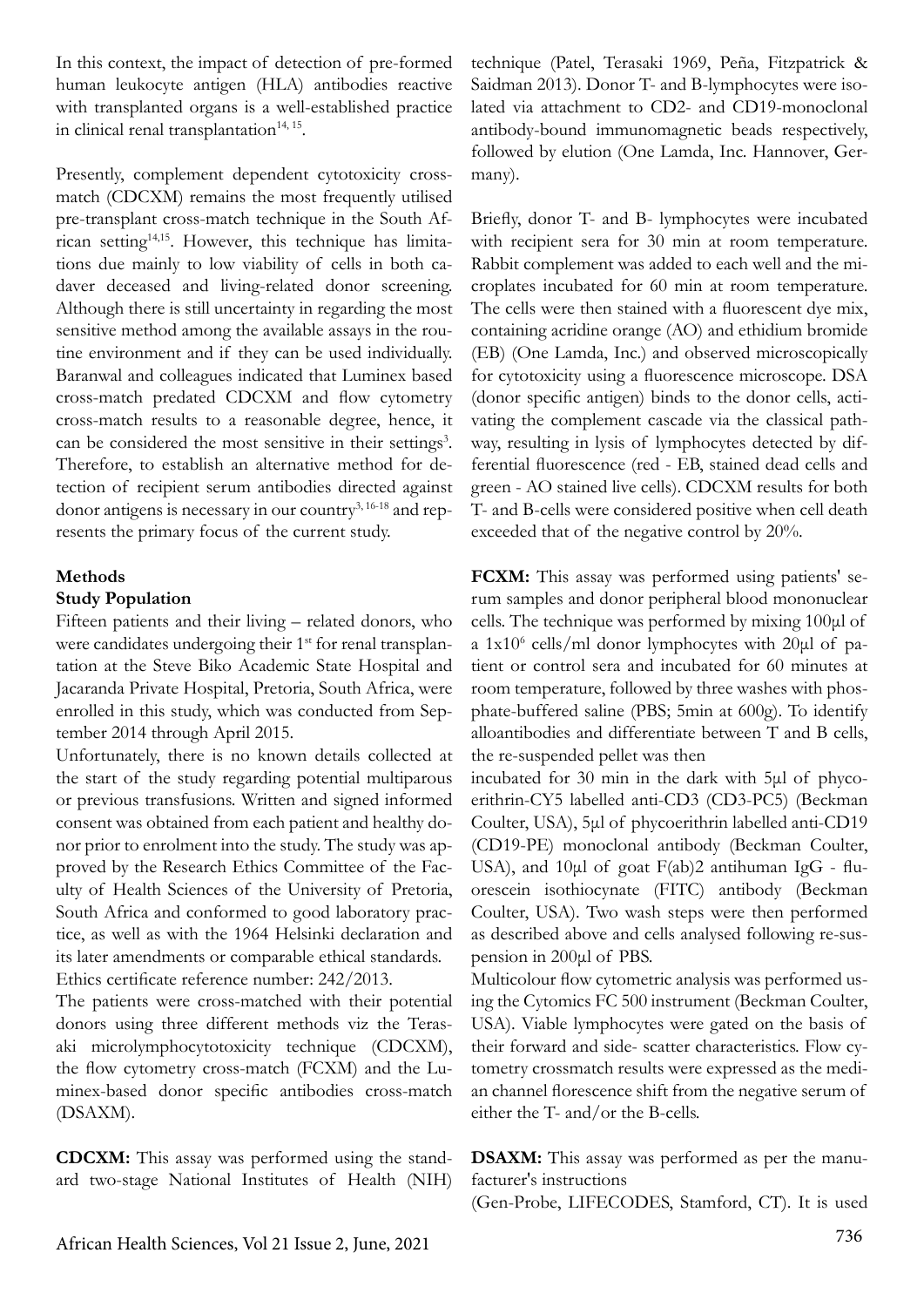In this context, the impact of detection of pre-formed human leukocyte antigen (HLA) antibodies reactive with transplanted organs is a well-established practice in clinical renal transplantation[14, 15].

Presently, complement dependent cytotoxicity cross-match (CDCXM) remains the most frequently utilised pre-transplant cross-match technique in the South African setting[14,15]. However, this technique has limitations due mainly to low viability of cells in both cadaver deceased and living-related donor screening. Although there is still uncertainty in regarding the most sensitive method among the available assays in the routine environment and if they can be used individually. Baranwal and colleagues indicated that Luminex based cross-match predated CDCXM and flow cytometry cross-match results to a reasonable degree, hence, it can be considered the most sensitive in their settings[3]. Therefore, to establish an alternative method for detection of recipient serum antibodies directed against donor antigens is necessary in our country[3, 16-18] and represents the primary focus of the current study.

## Methods

### Study Population

Fifteen patients and their living – related donors, who were candidates undergoing their 1st for renal transplantation at the Steve Biko Academic State Hospital and Jacaranda Private Hospital, Pretoria, South Africa, were enrolled in this study, which was conducted from September 2014 through April 2015.

Unfortunately, there is no known details collected at the start of the study regarding potential multiparous or previous transfusions. Written and signed informed consent was obtained from each patient and healthy donor prior to enrolment into the study. The study was approved by the Research Ethics Committee of the Faculty of Health Sciences of the University of Pretoria, South Africa and conformed to good laboratory practice, as well as with the 1964 Helsinki declaration and its later amendments or comparable ethical standards. Ethics certificate reference number: 242/2013.

The patients were cross-matched with their potential donors using three different methods viz the Terasaki microlymphocytotoxicity technique (CDCXM), the flow cytometry cross-match (FCXM) and the Luminex-based donor specific antibodies cross-match (DSAXM).

**CDCXM:** This assay was performed using the standard two-stage National Institutes of Health (NIH) technique (Patel, Terasaki 1969, Peña, Fitzpatrick & Saidman 2013). Donor T- and B-lymphocytes were isolated via attachment to CD2- and CD19-monoclonal antibody-bound immunomagnetic beads respectively, followed by elution (One Lamda, Inc. Hannover, Germany).

Briefly, donor T- and B- lymphocytes were incubated with recipient sera for 30 min at room temperature. Rabbit complement was added to each well and the microplates incubated for 60 min at room temperature. The cells were then stained with a fluorescent dye mix, containing acridine orange (AO) and ethidium bromide (EB) (One Lamda, Inc.) and observed microscopically for cytotoxicity using a fluorescence microscope. DSA (donor specific antigen) binds to the donor cells, activating the complement cascade via the classical pathway, resulting in lysis of lymphocytes detected by differential fluorescence (red - EB, stained dead cells and green - AO stained live cells). CDCXM results for both T- and B-cells were considered positive when cell death exceeded that of the negative control by 20%.

**FCXM:** This assay was performed using patients' serum samples and donor peripheral blood mononuclear cells. The technique was performed by mixing 100µl of a $1x10^6$ cells/ml donor lymphocytes with 20µl of patient or control sera and incubated for 60 minutes at room temperature, followed by three washes with phosphate-buffered saline (PBS; 5min at 600g). To identify alloantibodies and differentiate between T and B cells, the re-suspended pellet was then incubated for 30 min in the dark with 5µl of phycoerithrin-CY5 labelled anti-CD3 (CD3-PC5) (Beckman Coulter, USA), 5µl of phycoerithrin labelled anti-CD19 (CD19-PE) monoclonal antibody (Beckman Coulter, USA), and 10µl of goat F(ab)2 antihuman IgG - fluorescein isothiocynate (FITC) antibody (Beckman Coulter, USA). Two wash steps were then performed as described above and cells analysed following re-suspension in 200µl of PBS.

Multicolour flow cytometric analysis was performed using the Cytomics FC 500 instrument (Beckman Coulter, USA). Viable lymphocytes were gated on the basis of their forward and side- scatter characteristics. Flow cytometry crossmatch results were expressed as the median channel florescence shift from the negative serum of either the T- and/or the B-cells.

**DSAXM:** This assay was performed as per the manufacturer's instructions (Gen-Probe, LIFECODES, Stamford, CT). It is used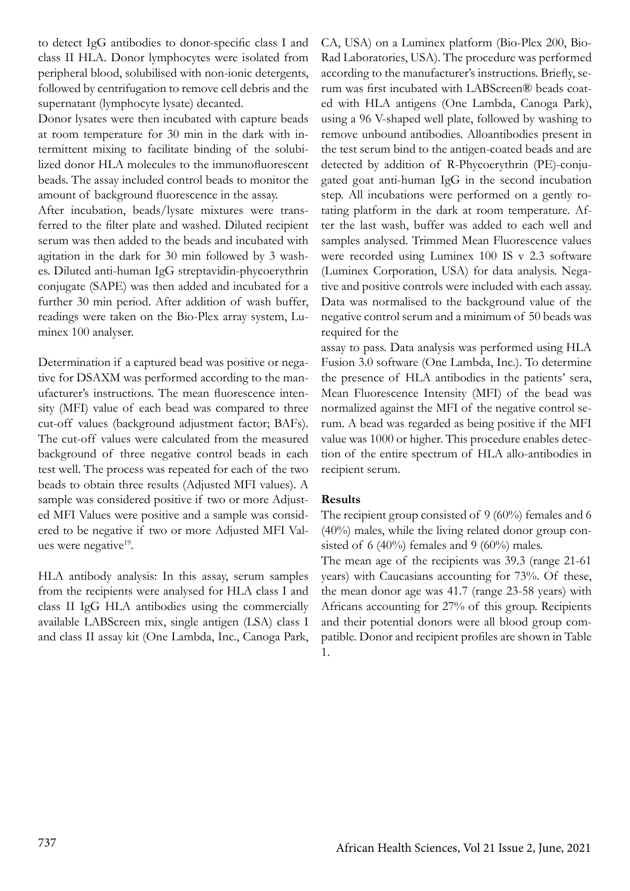to detect IgG antibodies to donor-specific class I and class II HLA. Donor lymphocytes were isolated from peripheral blood, solubilised with non-ionic detergents, followed by centrifugation to remove cell debris and the supernatant (lymphocyte lysate) decanted.

Donor lysates were then incubated with capture beads at room temperature for 30 min in the dark with intermittent mixing to facilitate binding of the solubilized donor HLA molecules to the immunofluorescent beads. The assay included control beads to monitor the amount of background fluorescence in the assay.

After incubation, beads/lysate mixtures were transferred to the filter plate and washed. Diluted recipient serum was then added to the beads and incubated with agitation in the dark for 30 min followed by 3 washes. Diluted anti-human IgG streptavidin-phycoerythrin conjugate (SAPE) was then added and incubated for a further 30 min period. After addition of wash buffer, readings were taken on the Bio-Plex array system, Luminex 100 analyser.

Determination if a captured bead was positive or negative for DSAXM was performed according to the manufacturer's instructions. The mean fluorescence intensity (MFI) value of each bead was compared to three cut-off values (background adjustment factor; BAFs). The cut-off values were calculated from the measured background of three negative control beads in each test well. The process was repeated for each of the two beads to obtain three results (Adjusted MFI values). A sample was considered positive if two or more Adjusted MFI Values were positive and a sample was considered to be negative if two or more Adjusted MFI Values were negative[19].

HLA antibody analysis: In this assay, serum samples from the recipients were analysed for HLA class I and class II IgG HLA antibodies using the commercially available LABScreen mix, single antigen (LSA) class I and class II assay kit (One Lambda, Inc., Canoga Park, CA, USA) on a Luminex platform (Bio-Plex 200, Bio-Rad Laboratories, USA). The procedure was performed according to the manufacturer's instructions. Briefly, serum was first incubated with LABScreen® beads coated with HLA antigens (One Lambda, Canoga Park), using a 96 V-shaped well plate, followed by washing to remove unbound antibodies. Alloantibodies present in the test serum bind to the antigen-coated beads and are detected by addition of R-Phycoerythrin (PE)-conjugated goat anti-human IgG in the second incubation step. All incubations were performed on a gently rotating platform in the dark at room temperature. After the last wash, buffer was added to each well and samples analysed. Trimmed Mean Fluorescence values were recorded using Luminex 100 IS v 2.3 software (Luminex Corporation, USA) for data analysis. Negative and positive controls were included with each assay. Data was normalised to the background value of the negative control serum and a minimum of 50 beads was required for the assay to pass. Data analysis was performed using HLA Fusion 3.0 software (One Lambda, Inc.). To determine the presence of HLA antibodies in the patients' sera, Mean Fluorescence Intensity (MFI) of the bead was normalized against the MFI of the negative control serum. A bead was regarded as being positive if the MFI value was 1000 or higher. This procedure enables detection of the entire spectrum of HLA allo-antibodies in recipient serum.

## Results

The recipient group consisted of 9 (60%) females and 6 (40%) males, while the living related donor group consisted of 6 (40%) females and 9 (60%) males.

The mean age of the recipients was 39.3 (range 21-61 years) with Caucasians accounting for 73%. Of these, the mean donor age was 41.7 (range 23-58 years) with Africans accounting for 27% of this group. Recipients and their potential donors were all blood group compatible. Donor and recipient profiles are shown in Table 1.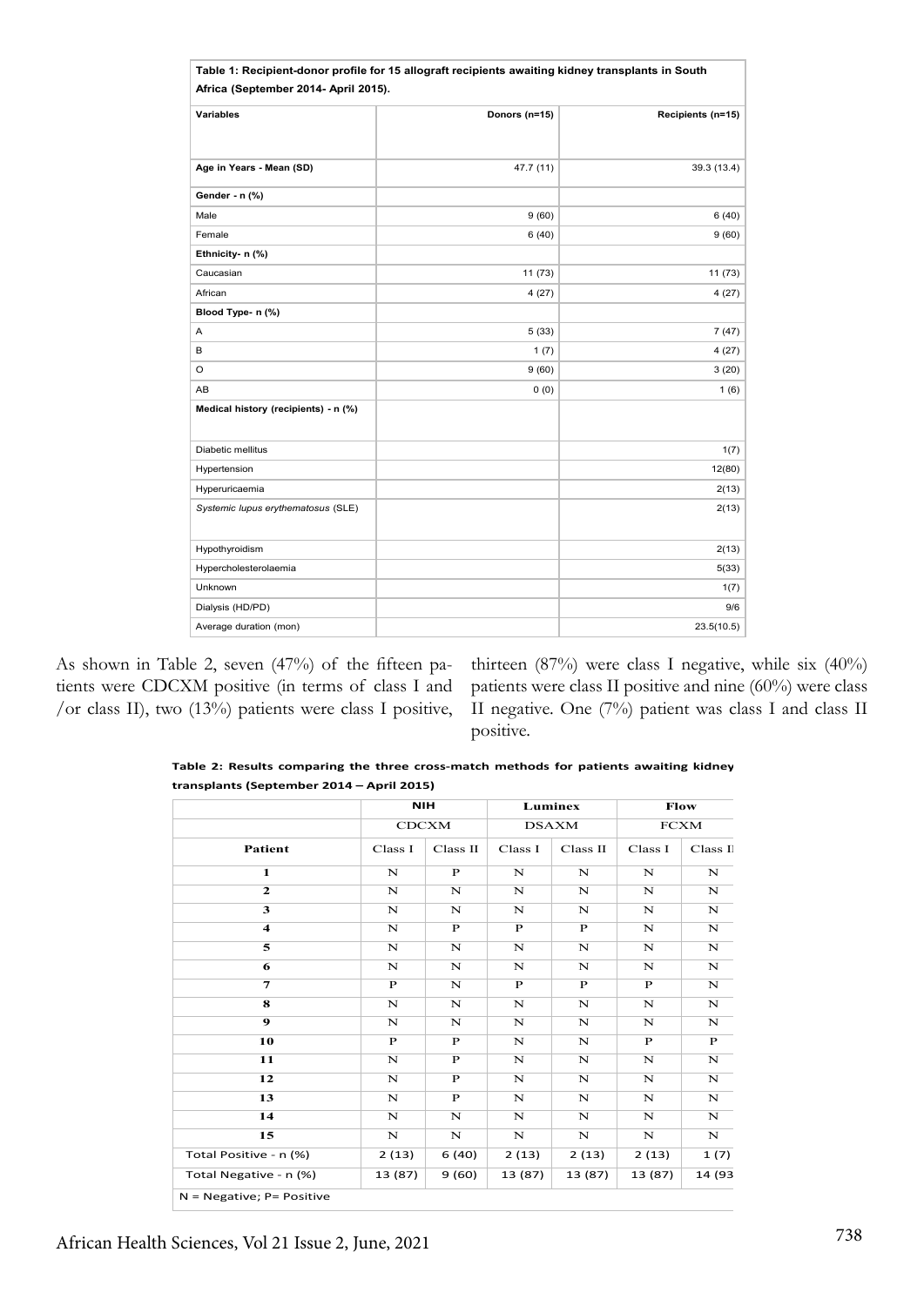**Table 1: Recipient-donor profile for 15 allograft recipients awaiting kidney transplants in South Africa (September 2014- April 2015).**

| Variables | Donors (n=15) | Recipients (n=15) |
|---|---|---|
| Age in Years - Mean (SD) | 47.7 (11) | 39.3 (13.4) |
| **Gender - n (%)** | | |
| Male | 9 (60) | 6 (40) |
| Female | 6 (40) | 9 (60) |
| **Ethnicity- n (%)** | | |
| Caucasian | 11 (73) | 11 (73) |
| African | 4 (27) | 4 (27) |
| **Blood Type- n (%)** | | |
| A | 5 (33) | 7 (47) |
| B | 1 (7) | 4 (27) |
| O | 9 (60) | 3 (20) |
| AB | 0 (0) | 1 (6) |
| **Medical history (recipients) - n (%)** | | |
| Diabetic mellitus | | 1(7) |
| Hypertension | | 12(80) |
| Hyperuricaemia | | 2(13) |
| *Systemic lupus erythematosus* (SLE) | | 2(13) |
| Hypothyroidism | | 2(13) |
| Hypercholesterolaemia | | 5(33) |
| Unknown | | 1(7) |
| Dialysis (HD/PD) | | 9/6 |
| Average duration (mon) | | 23.5(10.5) |

As shown in Table 2, seven (47%) of the fifteen patients were CDCXM positive (in terms of class I and /or class II), two (13%) patients were class I positive, thirteen (87%) were class I negative, while six (40%) patients were class II positive and nine (60%) were class II negative. One (7%) patient was class I and class II positive.

**Table 2: Results comparing the three cross-match methods for patients awaiting kidney transplants (September 2014 – April 2015)**

| | NIH | | Luminex | | Flow | |
|---|---|---|---|---|---|---|
| | CDCXM | | DSAXM | | FCXM | |
| **Patient** | Class I | Class II | Class I | Class II | Class I | Class II |
| 1 | N | P | N | N | N | N |
| 2 | N | N | N | N | N | N |
| 3 | N | N | N | N | N | N |
| 4 | N | P | P | P | N | N |
| 5 | N | N | N | N | N | N |
| 6 | N | N | N | N | N | N |
| 7 | P | N | P | P | P | N |
| 8 | N | N | N | N | N | N |
| 9 | N | N | N | N | N | N |
| 10 | P | P | N | N | P | P |
| 11 | N | P | N | N | N | N |
| 12 | N | P | N | N | N | N |
| 13 | N | P | N | N | N | N |
| 14 | N | N | N | N | N | N |
| 15 | N | N | N | N | N | N |
| Total Positive - n (%) | 2 (13) | 6 (40) | 2 (13) | 2 (13) | 2 (13) | 1 (7) |
| Total Negative - n (%) | 13 (87) | 9 (60) | 13 (87) | 13 (87) | 13 (87) | 14 (93 |

N = Negative; P= Positive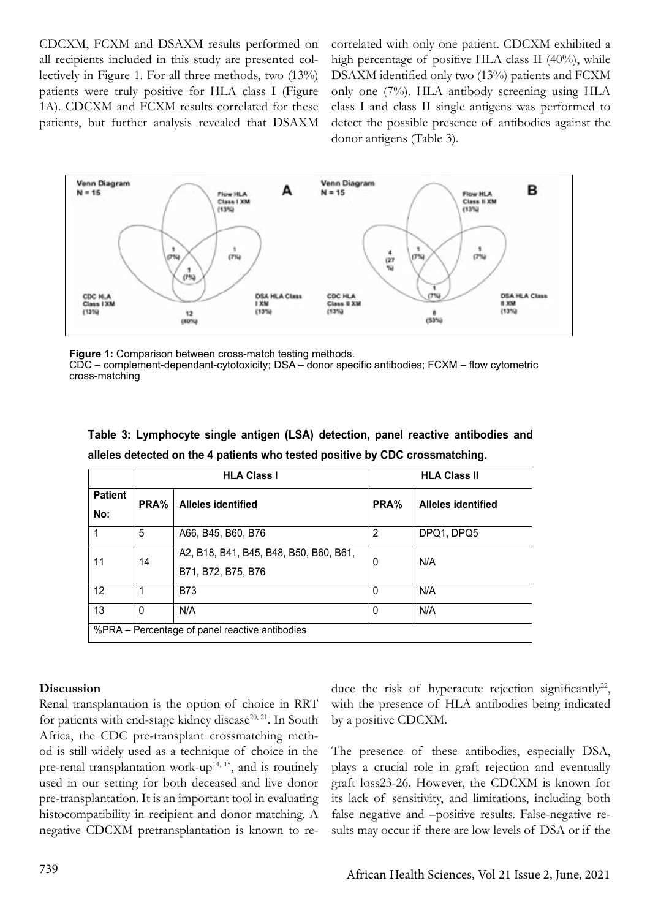CDCXM, FCXM and DSAXM results performed on all recipients included in this study are presented collectively in Figure 1. For all three methods, two (13%) patients were truly positive for HLA class I (Figure 1A). CDCXM and FCXM results correlated for these patients, but further analysis revealed that DSAXM correlated with only one patient. CDCXM exhibited a high percentage of positive HLA class II (40%), while DSAXM identified only two (13%) patients and FCXM only one (7%). HLA antibody screening using HLA class I and class II single antigens was performed to detect the possible presence of antibodies against the donor antigens (Table 3).

**Figure 1:** Comparison between cross-match testing methods.
CDC – complement-dependant-cytotoxicity; DSA – donor specific antibodies; FCXM – flow cytometric cross-matching

**Table 3: Lymphocyte single antigen (LSA) detection, panel reactive antibodies and alleles detected on the 4 patients who tested positive by CDC crossmatching.**

| | HLA Class I | | HLA Class II | |
|---|---|---|---|---|
| **Patient No:** | **PRA%** | **Alleles identified** | **PRA%** | **Alleles identified** |
| 1 | 5 | A66, B45, B60, B76 | 2 | DPQ1, DPQ5 |
| 11 | 14 | A2, B18, B41, B45, B48, B50, B60, B61, B71, B72, B75, B76 | 0 | N/A |
| 12 | 1 | B73 | 0 | N/A |
| 13 | 0 | N/A | 0 | N/A |

%PRA – Percentage of panel reactive antibodies

## Discussion

Renal transplantation is the option of choice in RRT for patients with end-stage kidney disease[20, 21]. In South Africa, the CDC pre-transplant crossmatching method is still widely used as a technique of choice in the pre-renal transplantation work-up[14, 15], and is routinely used in our setting for both deceased and live donor pre-transplantation. It is an important tool in evaluating histocompatibility in recipient and donor matching. A negative CDCXM pretransplantation is known to reduce the risk of hyperacute rejection significantly[22], with the presence of HLA antibodies being indicated by a positive CDCXM.

The presence of these antibodies, especially DSA, plays a crucial role in graft rejection and eventually graft loss23-26. However, the CDCXM is known for its lack of sensitivity, and limitations, including both false negative and –positive results. False-negative results may occur if there are low levels of DSA or if the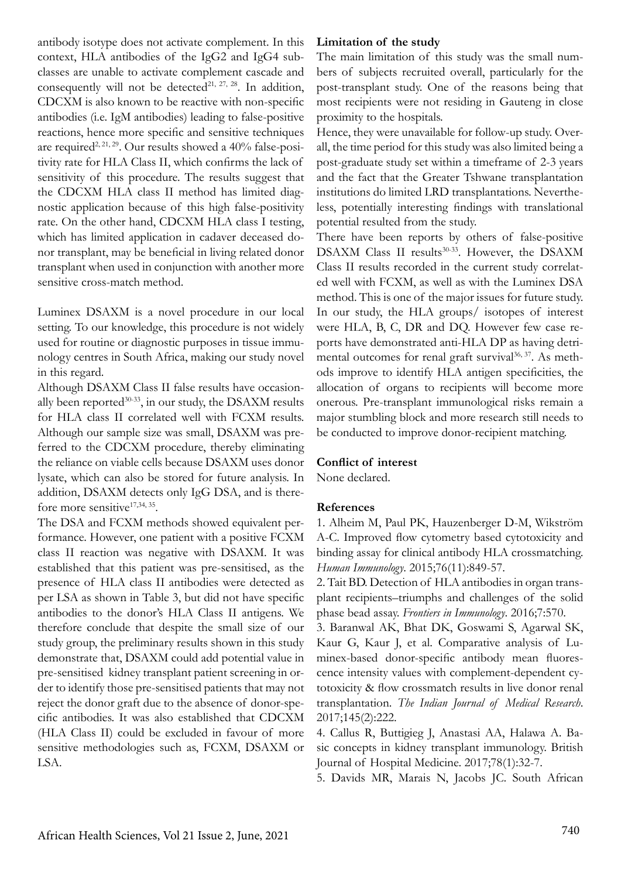antibody isotype does not activate complement. In this context, HLA antibodies of the IgG2 and IgG4 subclasses are unable to activate complement cascade and consequently will not be detected[21, 27, 28]. In addition, CDCXM is also known to be reactive with non-specific antibodies (i.e. IgM antibodies) leading to false-positive reactions, hence more specific and sensitive techniques are required[2, 21, 29]. Our results showed a 40% false-positivity rate for HLA Class II, which confirms the lack of sensitivity of this procedure. The results suggest that the CDCXM HLA class II method has limited diagnostic application because of this high false-positivity rate. On the other hand, CDCXM HLA class I testing, which has limited application in cadaver deceased donor transplant, may be beneficial in living related donor transplant when used in conjunction with another more sensitive cross-match method.

Luminex DSAXM is a novel procedure in our local setting. To our knowledge, this procedure is not widely used for routine or diagnostic purposes in tissue immunology centres in South Africa, making our study novel in this regard.

Although DSAXM Class II false results have occasionally been reported[30-33], in our study, the DSAXM results for HLA class II correlated well with FCXM results. Although our sample size was small, DSAXM was preferred to the CDCXM procedure, thereby eliminating the reliance on viable cells because DSAXM uses donor lysate, which can also be stored for future analysis. In addition, DSAXM detects only IgG DSA, and is therefore more sensitive[17,34, 35].

The DSA and FCXM methods showed equivalent performance. However, one patient with a positive FCXM class II reaction was negative with DSAXM. It was established that this patient was pre-sensitised, as the presence of HLA class II antibodies were detected as per LSA as shown in Table 3, but did not have specific antibodies to the donor's HLA Class II antigens. We therefore conclude that despite the small size of our study group, the preliminary results shown in this study demonstrate that, DSAXM could add potential value in pre-sensitised kidney transplant patient screening in order to identify those pre-sensitised patients that may not reject the donor graft due to the absence of donor-specific antibodies. It was also established that CDCXM (HLA Class II) could be excluded in favour of more sensitive methodologies such as, FCXM, DSAXM or LSA.

**Limitation of the study**

The main limitation of this study was the small numbers of subjects recruited overall, particularly for the post-transplant study. One of the reasons being that most recipients were not residing in Gauteng in close proximity to the hospitals.

Hence, they were unavailable for follow-up study. Overall, the time period for this study was also limited being a post-graduate study set within a timeframe of 2-3 years and the fact that the Greater Tshwane transplantation institutions do limited LRD transplantations. Nevertheless, potentially interesting findings with translational potential resulted from the study.

There have been reports by others of false-positive DSAXM Class II results[30-33]. However, the DSAXM Class II results recorded in the current study correlated well with FCXM, as well as with the Luminex DSA method. This is one of the major issues for future study. In our study, the HLA groups/ isotopes of interest were HLA, B, C, DR and DQ. However few case reports have demonstrated anti-HLA DP as having detrimental outcomes for renal graft survival[36, 37]. As methods improve to identify HLA antigen specificities, the allocation of organs to recipients will become more onerous. Pre-transplant immunological risks remain a major stumbling block and more research still needs to be conducted to improve donor-recipient matching.

**Conflict of interest**

None declared.

**References**

1. Alheim M, Paul PK, Hauzenberger D-M, Wikström A-C. Improved flow cytometry based cytotoxicity and binding assay for clinical antibody HLA crossmatching. *Human Immunology*. 2015;76(11):849-57.

2. Tait BD. Detection of HLA antibodies in organ transplant recipients–triumphs and challenges of the solid phase bead assay. *Frontiers in Immunology*. 2016;7:570.

3. Baranwal AK, Bhat DK, Goswami S, Agarwal SK, Kaur G, Kaur J, et al. Comparative analysis of Luminex-based donor-specific antibody mean fluorescence intensity values with complement-dependent cytotoxicity & flow crossmatch results in live donor renal transplantation. *The Indian Journal of Medical Research*. 2017;145(2):222.

4. Callus R, Buttigieg J, Anastasi AA, Halawa A. Basic concepts in kidney transplant immunology. British Journal of Hospital Medicine. 2017;78(1):32-7.

5. Davids MR, Marais N, Jacobs JC. South African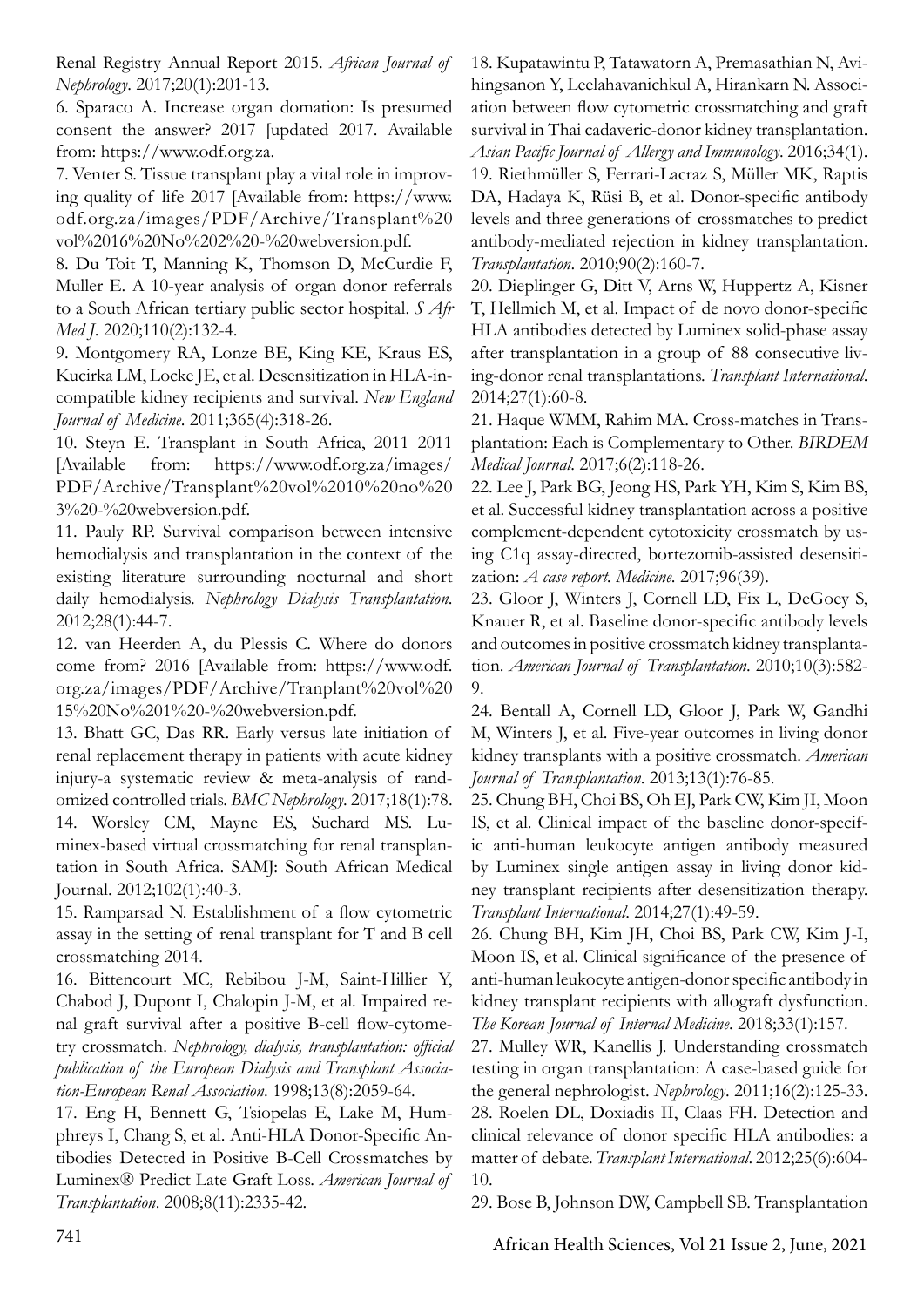Renal Registry Annual Report 2015. *African Journal of Nephrology*. 2017;20(1):201-13.

6. Sparaco A. Increase organ domation: Is presumed consent the answer? 2017 [updated 2017. Available from: https://www.odf.org.za.

7. Venter S. Tissue transplant play a vital role in improving quality of life 2017 [Available from: https://www.odf.org.za/images/PDF/Archive/Transplant%20vol%2016%20No%202%20-%20webversion.pdf.

8. Du Toit T, Manning K, Thomson D, McCurdie F, Muller E. A 10-year analysis of organ donor referrals to a South African tertiary public sector hospital. *S Afr Med J*. 2020;110(2):132-4.

9. Montgomery RA, Lonze BE, King KE, Kraus ES, Kucirka LM, Locke JE, et al. Desensitization in HLA-incompatible kidney recipients and survival. *New England Journal of Medicine*. 2011;365(4):318-26.

10. Steyn E. Transplant in South Africa, 2011 2011 [Available from: https://www.odf.org.za/images/PDF/Archive/Transplant%20vol%2010%20no%203%20-%20webversion.pdf.

11. Pauly RP. Survival comparison between intensive hemodialysis and transplantation in the context of the existing literature surrounding nocturnal and short daily hemodialysis. *Nephrology Dialysis Transplantation*. 2012;28(1):44-7.

12. van Heerden A, du Plessis C. Where do donors come from? 2016 [Available from: https://www.odf.org.za/images/PDF/Archive/Tranplant%20vol%2015%20No%201%20-%20webversion.pdf.

13. Bhatt GC, Das RR. Early versus late initiation of renal replacement therapy in patients with acute kidney injury-a systematic review & meta-analysis of randomized controlled trials. *BMC Nephrology*. 2017;18(1):78.

14. Worsley CM, Mayne ES, Suchard MS. Luminex-based virtual crossmatching for renal transplantation in South Africa. SAMJ: South African Medical Journal. 2012;102(1):40-3.

15. Ramparsad N. Establishment of a flow cytometric assay in the setting of renal transplant for T and B cell crossmatching 2014.

16. Bittencourt MC, Rebibou J-M, Saint-Hillier Y, Chabod J, Dupont I, Chalopin J-M, et al. Impaired renal graft survival after a positive B-cell flow-cytometry crossmatch. *Nephrology, dialysis, transplantation: official publication of the European Dialysis and Transplant Association-European Renal Association*. 1998;13(8):2059-64.

17. Eng H, Bennett G, Tsiopelas E, Lake M, Humphreys I, Chang S, et al. Anti-HLA Donor-Specific Antibodies Detected in Positive B-Cell Crossmatches by Luminex® Predict Late Graft Loss. *American Journal of Transplantation*. 2008;8(11):2335-42.

18. Kupatawintu P, Tatawatorn A, Premasathian N, Avihingsanon Y, Leelahavanichkul A, Hirankarn N. Association between flow cytometric crossmatching and graft survival in Thai cadaveric-donor kidney transplantation. *Asian Pacific Journal of Allergy and Immunology*. 2016;34(1).

19. Riethmüller S, Ferrari-Lacraz S, Müller MK, Raptis DA, Hadaya K, Rüsi B, et al. Donor-specific antibody levels and three generations of crossmatches to predict antibody-mediated rejection in kidney transplantation. *Transplantation*. 2010;90(2):160-7.

20. Dieplinger G, Ditt V, Arns W, Huppertz A, Kisner T, Hellmich M, et al. Impact of de novo donor-specific HLA antibodies detected by Luminex solid-phase assay after transplantation in a group of 88 consecutive living-donor renal transplantations. *Transplant International*. 2014;27(1):60-8.

21. Haque WMM, Rahim MA. Cross-matches in Transplantation: Each is Complementary to Other. *BIRDEM Medical Journal*. 2017;6(2):118-26.

22. Lee J, Park BG, Jeong HS, Park YH, Kim S, Kim BS, et al. Successful kidney transplantation across a positive complement-dependent cytotoxicity crossmatch by using C1q assay-directed, bortezomib-assisted desensitization: *A case report. Medicine*. 2017;96(39).

23. Gloor J, Winters J, Cornell LD, Fix L, DeGoey S, Knauer R, et al. Baseline donor-specific antibody levels and outcomes in positive crossmatch kidney transplantation. *American Journal of Transplantation*. 2010;10(3):582-9.

24. Bentall A, Cornell LD, Gloor J, Park W, Gandhi M, Winters J, et al. Five-year outcomes in living donor kidney transplants with a positive crossmatch. *American Journal of Transplantation*. 2013;13(1):76-85.

25. Chung BH, Choi BS, Oh EJ, Park CW, Kim JI, Moon IS, et al. Clinical impact of the baseline donor-specific anti-human leukocyte antigen antibody measured by Luminex single antigen assay in living donor kidney transplant recipients after desensitization therapy. *Transplant International*. 2014;27(1):49-59.

26. Chung BH, Kim JH, Choi BS, Park CW, Kim J-I, Moon IS, et al. Clinical significance of the presence of anti-human leukocyte antigen-donor specific antibody in kidney transplant recipients with allograft dysfunction. *The Korean Journal of Internal Medicine*. 2018;33(1):157.

27. Mulley WR, Kanellis J. Understanding crossmatch testing in organ transplantation: A case-based guide for the general nephrologist. *Nephrology*. 2011;16(2):125-33.

28. Roelen DL, Doxiadis II, Claas FH. Detection and clinical relevance of donor specific HLA antibodies: a matter of debate. *Transplant International*. 2012;25(6):604-10.

29. Bose B, Johnson DW, Campbell SB. Transplantation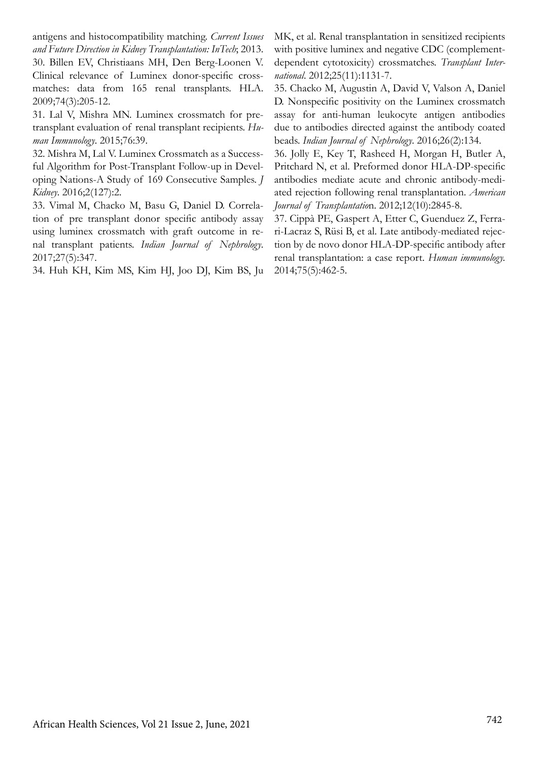antigens and histocompatibility matching. *Current Issues and Future Direction in Kidney Transplantation: InTech*; 2013.

30. Billen EV, Christiaans MH, Den Berg-Loonen V. Clinical relevance of Luminex donor-specific crossmatches: data from 165 renal transplants. HLA. 2009;74(3):205-12.

31. Lal V, Mishra MN. Luminex crossmatch for pretransplant evaluation of renal transplant recipients. *Human Immunology*. 2015;76:39.

32. Mishra M, Lal V. Luminex Crossmatch as a Successful Algorithm for Post-Transplant Follow-up in Developing Nations-A Study of 169 Consecutive Samples. *J Kidney*. 2016;2(127):2.

33. Vimal M, Chacko M, Basu G, Daniel D. Correlation of pre transplant donor specific antibody assay using luminex crossmatch with graft outcome in renal transplant patients. *Indian Journal of Nephrology*. 2017;27(5):347.

34. Huh KH, Kim MS, Kim HJ, Joo DJ, Kim BS, Ju MK, et al. Renal transplantation in sensitized recipients with positive luminex and negative CDC (complement-dependent cytotoxicity) crossmatches. *Transplant International*. 2012;25(11):1131-7.

35. Chacko M, Augustin A, David V, Valson A, Daniel D. Nonspecific positivity on the Luminex crossmatch assay for anti-human leukocyte antigen antibodies due to antibodies directed against the antibody coated beads. *Indian Journal of Nephrology*. 2016;26(2):134.

36. Jolly E, Key T, Rasheed H, Morgan H, Butler A, Pritchard N, et al. Preformed donor HLA-DP-specific antibodies mediate acute and chronic antibody-mediated rejection following renal transplantation. *American Journal of Transplantation*. 2012;12(10):2845-8.

37. Cippà PE, Gaspert A, Etter C, Guenduez Z, Ferrari-Lacraz S, Rüsi B, et al. Late antibody-mediated rejection by de novo donor HLA-DP-specific antibody after renal transplantation: a case report. *Human immunology*. 2014;75(5):462-5.